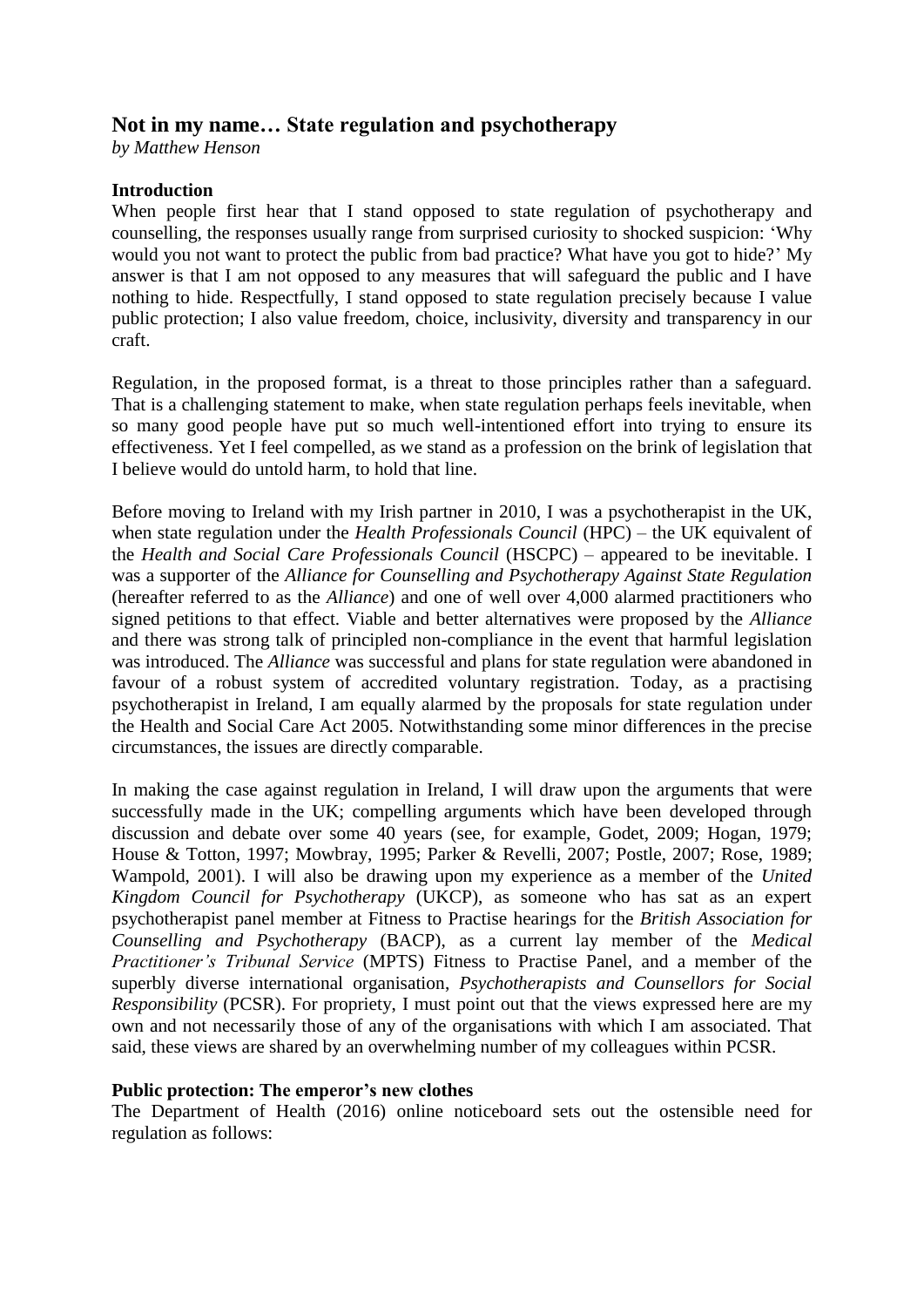# Not in my name… State regulation and psychotherapy

*by Matthew Henson*

## Introduction

When people first hear that I stand opposed to state regulation of psychotherapy and counselling, the responses usually range from surprised curiosity to shocked suspicion: 'Why would you not want to protect the public from bad practice? What have you got to hide?' My answer is that I am not opposed to any measures that will safeguard the public and I have nothing to hide. Respectfully, I stand opposed to state regulation precisely because I value public protection; I also value freedom, choice, inclusivity, diversity and transparency in our craft.

Regulation, in the proposed format, is a threat to those principles rather than a safeguard. That is a challenging statement to make, when state regulation perhaps feels inevitable, when so many good people have put so much well-intentioned effort into trying to ensure its effectiveness. Yet I feel compelled, as we stand as a profession on the brink of legislation that I believe would do untold harm, to hold that line.

Before moving to Ireland with my Irish partner in 2010, I was a psychotherapist in the UK, when state regulation under the *Health Professionals Council* (HPC) – the UK equivalent of the *Health and Social Care Professionals Council* (HSCPC) – appeared to be inevitable. I was a supporter of the *Alliance for Counselling and Psychotherapy Against State Regulation* (hereafter referred to as the *Alliance*) and one of well over 4,000 alarmed practitioners who signed petitions to that effect. Viable and better alternatives were proposed by the *Alliance* and there was strong talk of principled non-compliance in the event that harmful legislation was introduced. The *Alliance* was successful and plans for state regulation were abandoned in favour of a robust system of accredited voluntary registration. Today, as a practising psychotherapist in Ireland, I am equally alarmed by the proposals for state regulation under the Health and Social Care Act 2005. Notwithstanding some minor differences in the precise circumstances, the issues are directly comparable.

In making the case against regulation in Ireland, I will draw upon the arguments that were successfully made in the UK; compelling arguments which have been developed through discussion and debate over some 40 years (see, for example, Godet, 2009; Hogan, 1979; House & Totton, 1997; Mowbray, 1995; Parker & Revelli, 2007; Postle, 2007; Rose, 1989; Wampold, 2001). I will also be drawing upon my experience as a member of the *United Kingdom Council for Psychotherapy* (UKCP), as someone who has sat as an expert psychotherapist panel member at Fitness to Practise hearings for the *British Association for Counselling and Psychotherapy* (BACP), as a current lay member of the *Medical Practitioner's Tribunal Service* (MPTS) Fitness to Practise Panel, and a member of the superbly diverse international organisation, *Psychotherapists and Counsellors for Social Responsibility* (PCSR). For propriety, I must point out that the views expressed here are my own and not necessarily those of any of the organisations with which I am associated. That said, these views are shared by an overwhelming number of my colleagues within PCSR.

## Public protection: The emperor's new clothes

The Department of Health (2016) online noticeboard sets out the ostensible need for regulation as follows: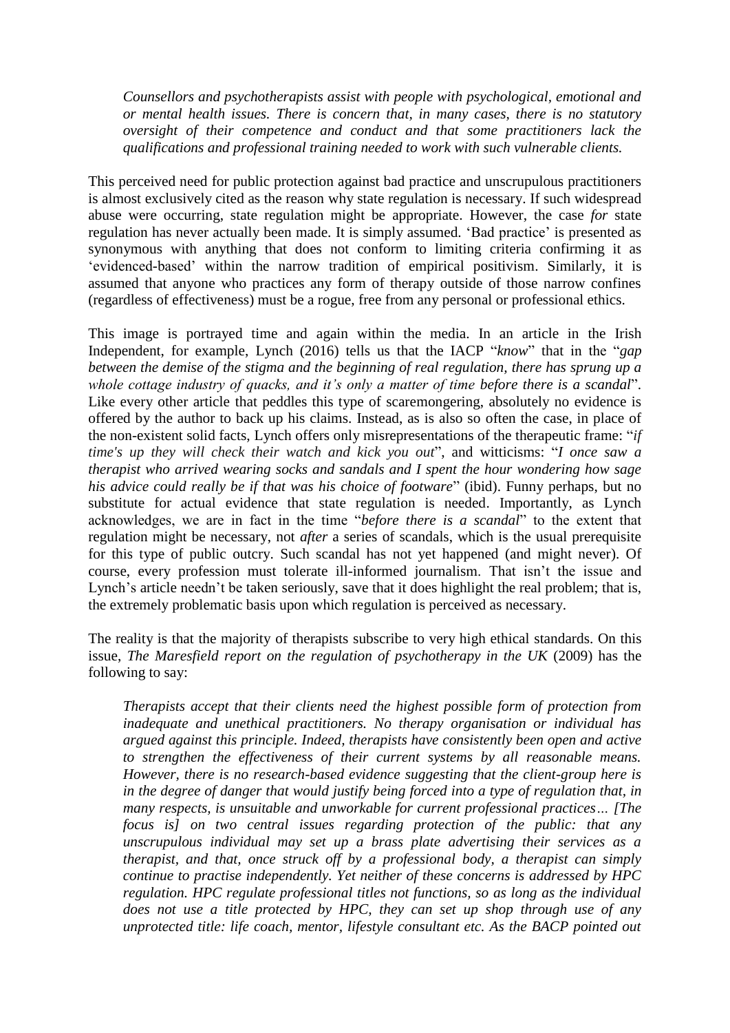*Counsellors and psychotherapists assist with people with psychological, emotional and or mental health issues. There is concern that, in many cases, there is no statutory oversight of their competence and conduct and that some practitioners lack the qualifications and professional training needed to work with such vulnerable clients.*

This perceived need for public protection against bad practice and unscrupulous practitioners is almost exclusively cited as the reason why state regulation is necessary. If such widespread abuse were occurring, state regulation might be appropriate. However, the case *for* state regulation has never actually been made. It is simply assumed. 'Bad practice' is presented as synonymous with anything that does not conform to limiting criteria confirming it as 'evidenced-based' within the narrow tradition of empirical positivism. Similarly, it is assumed that anyone who practices any form of therapy outside of those narrow confines (regardless of effectiveness) must be a rogue, free from any personal or professional ethics.

This image is portrayed time and again within the media. In an article in the Irish Independent, for example, Lynch (2016) tells us that the IACP "*know*" that in the "*gap between the demise of the stigma and the beginning of real regulation, there has sprung up a whole cottage industry of quacks, and it's only a matter of time before there is a scandal*". Like every other article that peddles this type of scaremongering, absolutely no evidence is offered by the author to back up his claims. Instead, as is also so often the case, in place of the non-existent solid facts, Lynch offers only misrepresentations of the therapeutic frame: "*if time's up they will check their watch and kick you out*", and witticisms: "*I once saw a therapist who arrived wearing socks and sandals and I spent the hour wondering how sage his advice could really be if that was his choice of footware*" (ibid). Funny perhaps, but no substitute for actual evidence that state regulation is needed. Importantly, as Lynch acknowledges, we are in fact in the time "*before there is a scandal*" to the extent that regulation might be necessary, not *after* a series of scandals, which is the usual prerequisite for this type of public outcry. Such scandal has not yet happened (and might never). Of course, every profession must tolerate ill-informed journalism. That isn't the issue and Lynch's article needn't be taken seriously, save that it does highlight the real problem; that is, the extremely problematic basis upon which regulation is perceived as necessary.

The reality is that the majority of therapists subscribe to very high ethical standards. On this issue, *The Maresfield report on the regulation of psychotherapy in the UK* (2009) has the following to say:

*Therapists accept that their clients need the highest possible form of protection from inadequate and unethical practitioners. No therapy organisation or individual has argued against this principle. Indeed, therapists have consistently been open and active to strengthen the effectiveness of their current systems by all reasonable means. However, there is no research-based evidence suggesting that the client-group here is in the degree of danger that would justify being forced into a type of regulation that, in many respects, is unsuitable and unworkable for current professional practices… [The focus is] on two central issues regarding protection of the public: that any unscrupulous individual may set up a brass plate advertising their services as a therapist, and that, once struck off by a professional body, a therapist can simply continue to practise independently. Yet neither of these concerns is addressed by HPC regulation. HPC regulate professional titles not functions, so as long as the individual does not use a title protected by HPC, they can set up shop through use of any unprotected title: life coach, mentor, lifestyle consultant etc. As the BACP pointed out*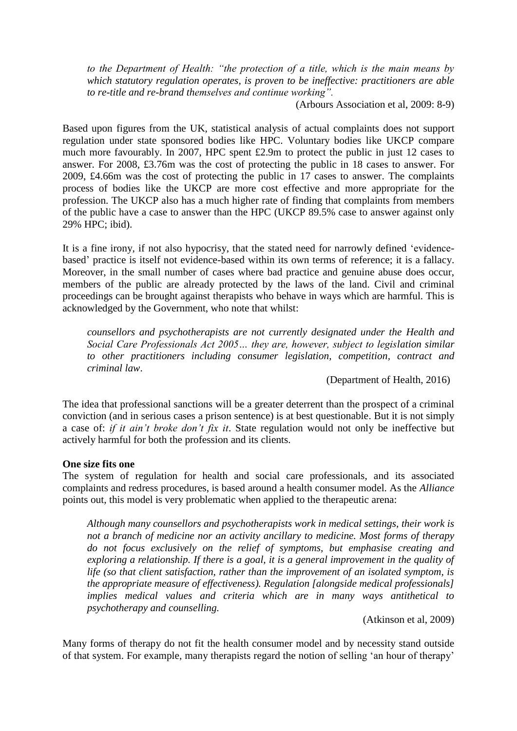*to the Department of Health: "the protection of a title, which is the main means by which statutory regulation operates, is proven to be ineffective: practitioners are able to re-title and re-brand themselves and continue working".*

(Arbours Association et al, 2009: 8-9)

Based upon figures from the UK, statistical analysis of actual complaints does not support regulation under state sponsored bodies like HPC. Voluntary bodies like UKCP compare much more favourably. In 2007, HPC spent £2.9m to protect the public in just 12 cases to answer. For 2008, £3.76m was the cost of protecting the public in 18 cases to answer. For 2009, £4.66m was the cost of protecting the public in 17 cases to answer. The complaints process of bodies like the UKCP are more cost effective and more appropriate for the profession. The UKCP also has a much higher rate of finding that complaints from members of the public have a case to answer than the HPC (UKCP 89.5% case to answer against only 29% HPC; ibid).

It is a fine irony, if not also hypocrisy, that the stated need for narrowly defined 'evidence-based' practice is itself not evidence-based within its own terms of reference; it is a fallacy. Moreover, in the small number of cases where bad practice and genuine abuse does occur, members of the public are already protected by the laws of the land. Civil and criminal proceedings can be brought against therapists who behave in ways which are harmful. This is acknowledged by the Government, who note that whilst:

*counsellors and psychotherapists are not currently designated under the Health and Social Care Professionals Act 2005… they are, however, subject to legislation similar to other practitioners including consumer legislation, competition, contract and criminal law*.

(Department of Health, 2016)

The idea that professional sanctions will be a greater deterrent than the prospect of a criminal conviction (and in serious cases a prison sentence) is at best questionable. But it is not simply a case of: *if it ain't broke don't fix it*. State regulation would not only be ineffective but actively harmful for both the profession and its clients.

**One size fits one**

The system of regulation for health and social care professionals, and its associated complaints and redress procedures, is based around a health consumer model. As the *Alliance* points out, this model is very problematic when applied to the therapeutic arena:

*Although many counsellors and psychotherapists work in medical settings, their work is not a branch of medicine nor an activity ancillary to medicine. Most forms of therapy do not focus exclusively on the relief of symptoms, but emphasise creating and exploring a relationship. If there is a goal, it is a general improvement in the quality of life (so that client satisfaction, rather than the improvement of an isolated symptom, is the appropriate measure of effectiveness). Regulation [alongside medical professionals] implies medical values and criteria which are in many ways antithetical to psychotherapy and counselling.*

(Atkinson et al, 2009)

Many forms of therapy do not fit the health consumer model and by necessity stand outside of that system. For example, many therapists regard the notion of selling 'an hour of therapy'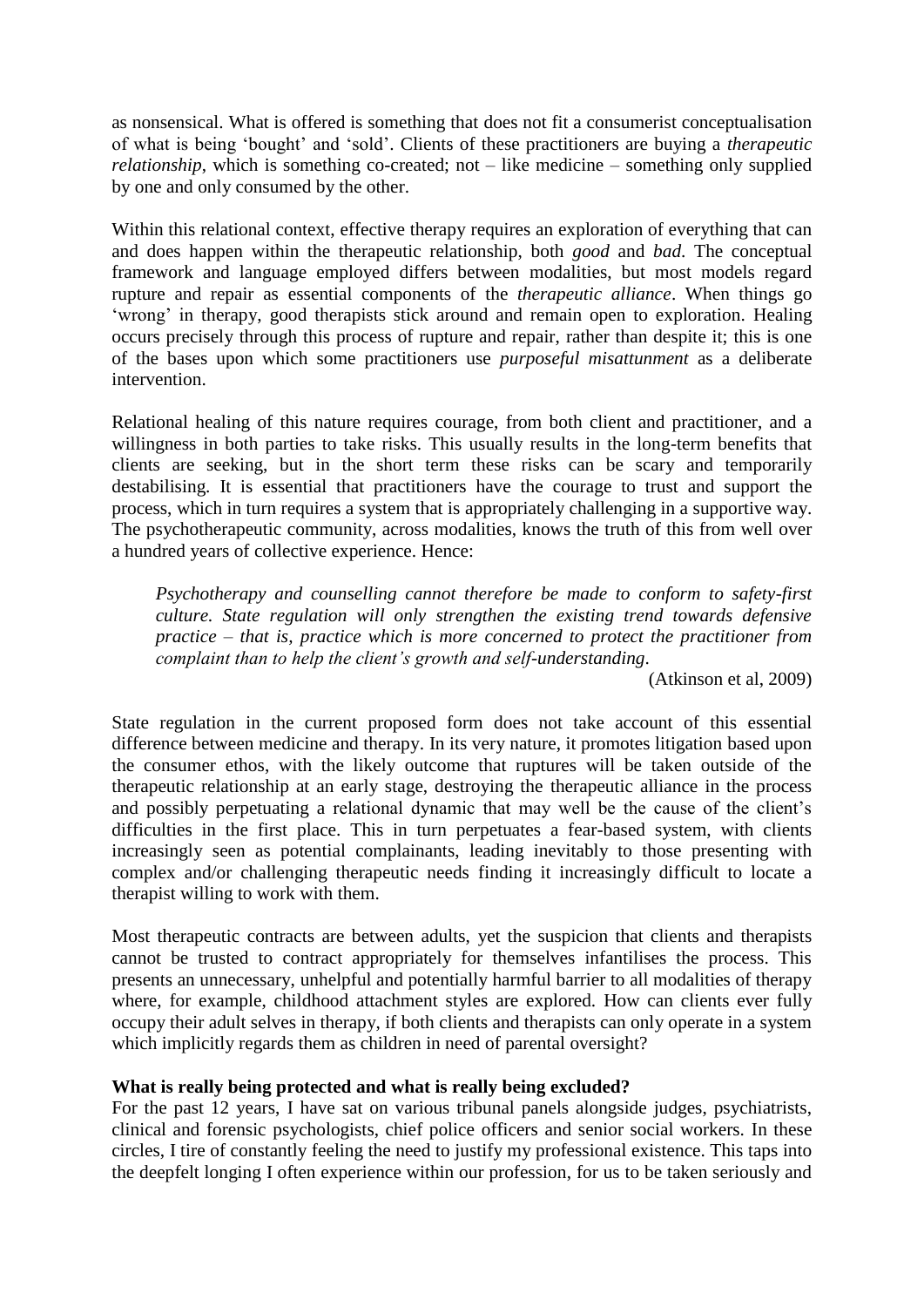as nonsensical. What is offered is something that does not fit a consumerist conceptualisation of what is being 'bought' and 'sold'. Clients of these practitioners are buying a *therapeutic relationship*, which is something co-created; not – like medicine – something only supplied by one and only consumed by the other.

Within this relational context, effective therapy requires an exploration of everything that can and does happen within the therapeutic relationship, both *good* and *bad*. The conceptual framework and language employed differs between modalities, but most models regard rupture and repair as essential components of the *therapeutic alliance*. When things go 'wrong' in therapy, good therapists stick around and remain open to exploration. Healing occurs precisely through this process of rupture and repair, rather than despite it; this is one of the bases upon which some practitioners use *purposeful misattunment* as a deliberate intervention.

Relational healing of this nature requires courage, from both client and practitioner, and a willingness in both parties to take risks. This usually results in the long-term benefits that clients are seeking, but in the short term these risks can be scary and temporarily destabilising. It is essential that practitioners have the courage to trust and support the process, which in turn requires a system that is appropriately challenging in a supportive way. The psychotherapeutic community, across modalities, knows the truth of this from well over a hundred years of collective experience. Hence:

> *Psychotherapy and counselling cannot therefore be made to conform to safety-first culture. State regulation will only strengthen the existing trend towards defensive practice – that is, practice which is more concerned to protect the practitioner from complaint than to help the client's growth and self-understanding.*
>
> (Atkinson et al, 2009)

State regulation in the current proposed form does not take account of this essential difference between medicine and therapy. In its very nature, it promotes litigation based upon the consumer ethos, with the likely outcome that ruptures will be taken outside of the therapeutic relationship at an early stage, destroying the therapeutic alliance in the process and possibly perpetuating a relational dynamic that may well be the cause of the client's difficulties in the first place. This in turn perpetuates a fear-based system, with clients increasingly seen as potential complainants, leading inevitably to those presenting with complex and/or challenging therapeutic needs finding it increasingly difficult to locate a therapist willing to work with them.

Most therapeutic contracts are between adults, yet the suspicion that clients and therapists cannot be trusted to contract appropriately for themselves infantilises the process. This presents an unnecessary, unhelpful and potentially harmful barrier to all modalities of therapy where, for example, childhood attachment styles are explored. How can clients ever fully occupy their adult selves in therapy, if both clients and therapists can only operate in a system which implicitly regards them as children in need of parental oversight?

**What is really being protected and what is really being excluded?**

For the past 12 years, I have sat on various tribunal panels alongside judges, psychiatrists, clinical and forensic psychologists, chief police officers and senior social workers. In these circles, I tire of constantly feeling the need to justify my professional existence. This taps into the deepfelt longing I often experience within our profession, for us to be taken seriously and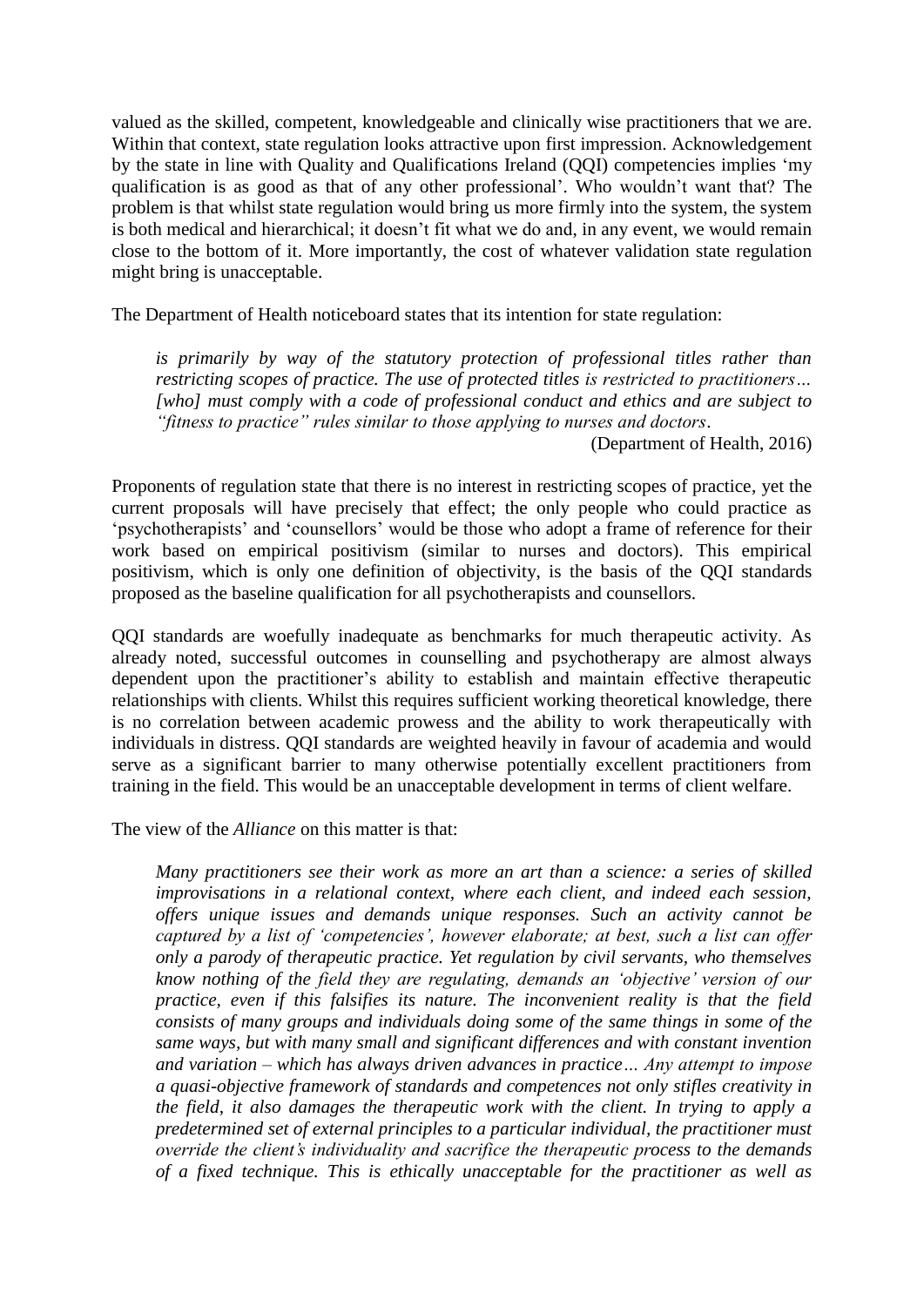valued as the skilled, competent, knowledgeable and clinically wise practitioners that we are. Within that context, state regulation looks attractive upon first impression. Acknowledgement by the state in line with Quality and Qualifications Ireland (QQI) competencies implies 'my qualification is as good as that of any other professional'. Who wouldn't want that? The problem is that whilst state regulation would bring us more firmly into the system, the system is both medical and hierarchical; it doesn't fit what we do and, in any event, we would remain close to the bottom of it. More importantly, the cost of whatever validation state regulation might bring is unacceptable.

The Department of Health noticeboard states that its intention for state regulation:

> *is primarily by way of the statutory protection of professional titles rather than restricting scopes of practice. The use of protected titles is restricted to practitioners… [who] must comply with a code of professional conduct and ethics and are subject to "fitness to practice" rules similar to those applying to nurses and doctors.*
>
> (Department of Health, 2016)

Proponents of regulation state that there is no interest in restricting scopes of practice, yet the current proposals will have precisely that effect; the only people who could practice as 'psychotherapists' and 'counsellors' would be those who adopt a frame of reference for their work based on empirical positivism (similar to nurses and doctors). This empirical positivism, which is only one definition of objectivity, is the basis of the QQI standards proposed as the baseline qualification for all psychotherapists and counsellors.

QQI standards are woefully inadequate as benchmarks for much therapeutic activity. As already noted, successful outcomes in counselling and psychotherapy are almost always dependent upon the practitioner's ability to establish and maintain effective therapeutic relationships with clients. Whilst this requires sufficient working theoretical knowledge, there is no correlation between academic prowess and the ability to work therapeutically with individuals in distress. QQI standards are weighted heavily in favour of academia and would serve as a significant barrier to many otherwise potentially excellent practitioners from training in the field. This would be an unacceptable development in terms of client welfare.

The view of the *Alliance* on this matter is that:

> *Many practitioners see their work as more an art than a science: a series of skilled improvisations in a relational context, where each client, and indeed each session, offers unique issues and demands unique responses. Such an activity cannot be captured by a list of 'competencies', however elaborate; at best, such a list can offer only a parody of therapeutic practice. Yet regulation by civil servants, who themselves know nothing of the field they are regulating, demands an 'objective' version of our practice, even if this falsifies its nature. The inconvenient reality is that the field consists of many groups and individuals doing some of the same things in some of the same ways, but with many small and significant differences and with constant invention and variation – which has always driven advances in practice… Any attempt to impose a quasi-objective framework of standards and competences not only stifles creativity in the field, it also damages the therapeutic work with the client. In trying to apply a predetermined set of external principles to a particular individual, the practitioner must override the client's individuality and sacrifice the therapeutic process to the demands of a fixed technique. This is ethically unacceptable for the practitioner as well as*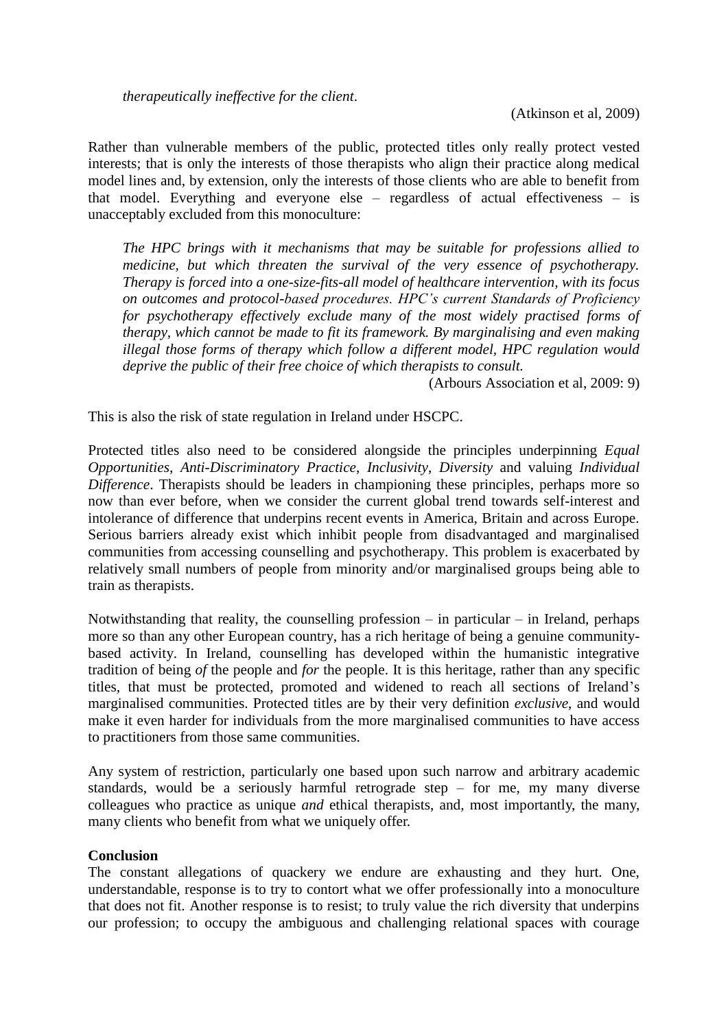*therapeutically ineffective for the client*.

(Atkinson et al, 2009)

Rather than vulnerable members of the public, protected titles only really protect vested interests; that is only the interests of those therapists who align their practice along medical model lines and, by extension, only the interests of those clients who are able to benefit from that model. Everything and everyone else – regardless of actual effectiveness – is unacceptably excluded from this monoculture:

> *The HPC brings with it mechanisms that may be suitable for professions allied to medicine, but which threaten the survival of the very essence of psychotherapy. Therapy is forced into a one-size-fits-all model of healthcare intervention, with its focus on outcomes and protocol-based procedures. HPC's current Standards of Proficiency for psychotherapy effectively exclude many of the most widely practised forms of therapy, which cannot be made to fit its framework. By marginalising and even making illegal those forms of therapy which follow a different model, HPC regulation would deprive the public of their free choice of which therapists to consult.*
>
> (Arbours Association et al, 2009: 9)

This is also the risk of state regulation in Ireland under HSCPC.

Protected titles also need to be considered alongside the principles underpinning *Equal Opportunities*, *Anti-Discriminatory Practice*, *Inclusivity*, *Diversity* and valuing *Individual Difference*. Therapists should be leaders in championing these principles, perhaps more so now than ever before, when we consider the current global trend towards self-interest and intolerance of difference that underpins recent events in America, Britain and across Europe. Serious barriers already exist which inhibit people from disadvantaged and marginalised communities from accessing counselling and psychotherapy. This problem is exacerbated by relatively small numbers of people from minority and/or marginalised groups being able to train as therapists.

Notwithstanding that reality, the counselling profession – in particular – in Ireland, perhaps more so than any other European country, has a rich heritage of being a genuine community-based activity. In Ireland, counselling has developed within the humanistic integrative tradition of being *of* the people and *for* the people. It is this heritage, rather than any specific titles, that must be protected, promoted and widened to reach all sections of Ireland's marginalised communities. Protected titles are by their very definition *exclusive*, and would make it even harder for individuals from the more marginalised communities to have access to practitioners from those same communities.

Any system of restriction, particularly one based upon such narrow and arbitrary academic standards, would be a seriously harmful retrograde step – for me, my many diverse colleagues who practice as unique *and* ethical therapists, and, most importantly, the many, many clients who benefit from what we uniquely offer.

**Conclusion**

The constant allegations of quackery we endure are exhausting and they hurt. One, understandable, response is to try to contort what we offer professionally into a monoculture that does not fit. Another response is to resist; to truly value the rich diversity that underpins our profession; to occupy the ambiguous and challenging relational spaces with courage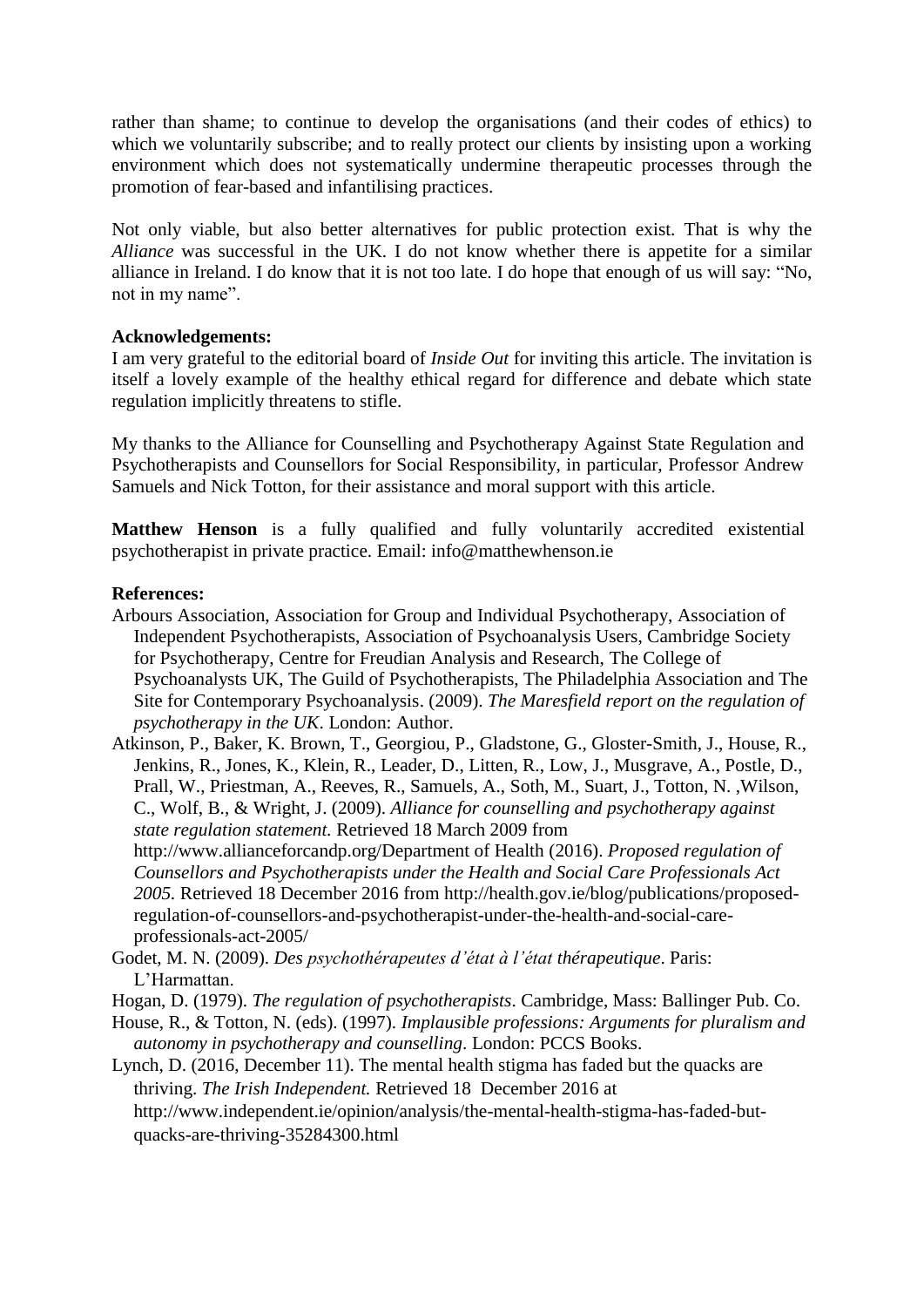rather than shame; to continue to develop the organisations (and their codes of ethics) to which we voluntarily subscribe; and to really protect our clients by insisting upon a working environment which does not systematically undermine therapeutic processes through the promotion of fear-based and infantilising practices.

Not only viable, but also better alternatives for public protection exist. That is why the *Alliance* was successful in the UK. I do not know whether there is appetite for a similar alliance in Ireland. I do know that it is not too late. I do hope that enough of us will say: "No, not in my name".

**Acknowledgements:**
I am very grateful to the editorial board of *Inside Out* for inviting this article. The invitation is itself a lovely example of the healthy ethical regard for difference and debate which state regulation implicitly threatens to stifle.

My thanks to the Alliance for Counselling and Psychotherapy Against State Regulation and Psychotherapists and Counsellors for Social Responsibility, in particular, Professor Andrew Samuels and Nick Totton, for their assistance and moral support with this article.

**Matthew Henson** is a fully qualified and fully voluntarily accredited existential psychotherapist in private practice. Email: info@matthewhenson.ie

**References:**

Arbours Association, Association for Group and Individual Psychotherapy, Association of Independent Psychotherapists, Association of Psychoanalysis Users, Cambridge Society for Psychotherapy, Centre for Freudian Analysis and Research, The College of Psychoanalysts UK, The Guild of Psychotherapists, The Philadelphia Association and The Site for Contemporary Psychoanalysis. (2009). *The Maresfield report on the regulation of psychotherapy in the UK*. London: Author.

Atkinson, P., Baker, K. Brown, T., Georgiou, P., Gladstone, G., Gloster-Smith, J., House, R., Jenkins, R., Jones, K., Klein, R., Leader, D., Litten, R., Low, J., Musgrave, A., Postle, D., Prall, W., Priestman, A., Reeves, R., Samuels, A., Soth, M., Suart, J., Totton, N. ,Wilson, C., Wolf, B., & Wright, J. (2009). *Alliance for counselling and psychotherapy against state regulation statement.* Retrieved 18 March 2009 from http://www.allianceforcandp.org/Department of Health (2016). *Proposed regulation of Counsellors and Psychotherapists under the Health and Social Care Professionals Act 2005.* Retrieved 18 December 2016 from http://health.gov.ie/blog/publications/proposed-regulation-of-counsellors-and-psychotherapist-under-the-health-and-social-care-professionals-act-2005/

Godet, M. N. (2009). *Des psychothérapeutes d'état à l'état thérapeutique*. Paris: L'Harmattan.

Hogan, D. (1979). *The regulation of psychotherapists*. Cambridge, Mass: Ballinger Pub. Co.

House, R., & Totton, N. (eds). (1997). *Implausible professions: Arguments for pluralism and autonomy in psychotherapy and counselling*. London: PCCS Books.

Lynch, D. (2016, December 11). The mental health stigma has faded but the quacks are thriving. *The Irish Independent.* Retrieved 18 December 2016 at http://www.independent.ie/opinion/analysis/the-mental-health-stigma-has-faded-but-quacks-are-thriving-35284300.html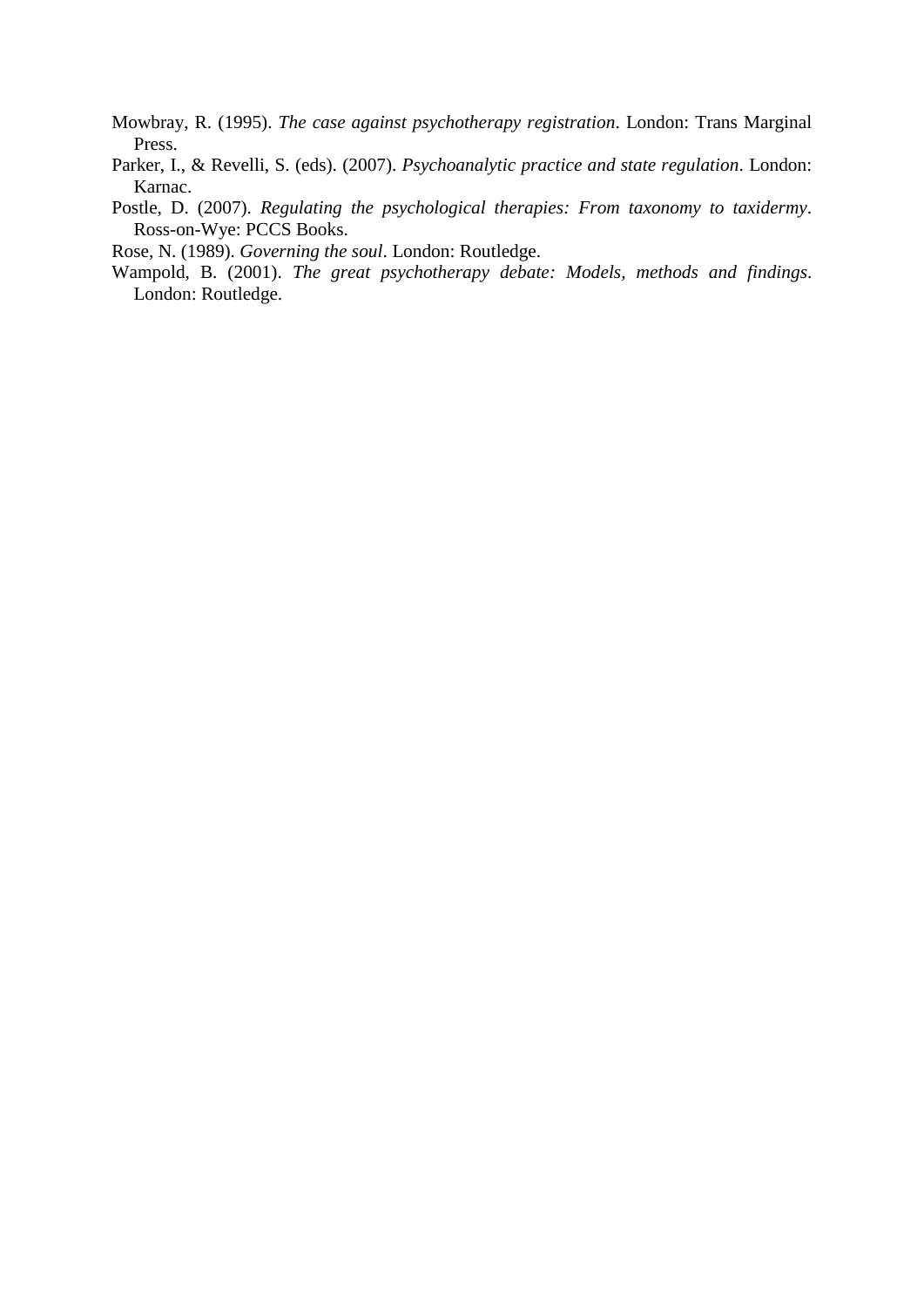Mowbray, R. (1995). *The case against psychotherapy registration*. London: Trans Marginal Press.

Parker, I., & Revelli, S. (eds). (2007). *Psychoanalytic practice and state regulation*. London: Karnac.

Postle, D. (2007). *Regulating the psychological therapies: From taxonomy to taxidermy*. Ross-on-Wye: PCCS Books.

Rose, N. (1989). *Governing the soul*. London: Routledge.

Wampold, B. (2001). *The great psychotherapy debate: Models, methods and findings*. London: Routledge.